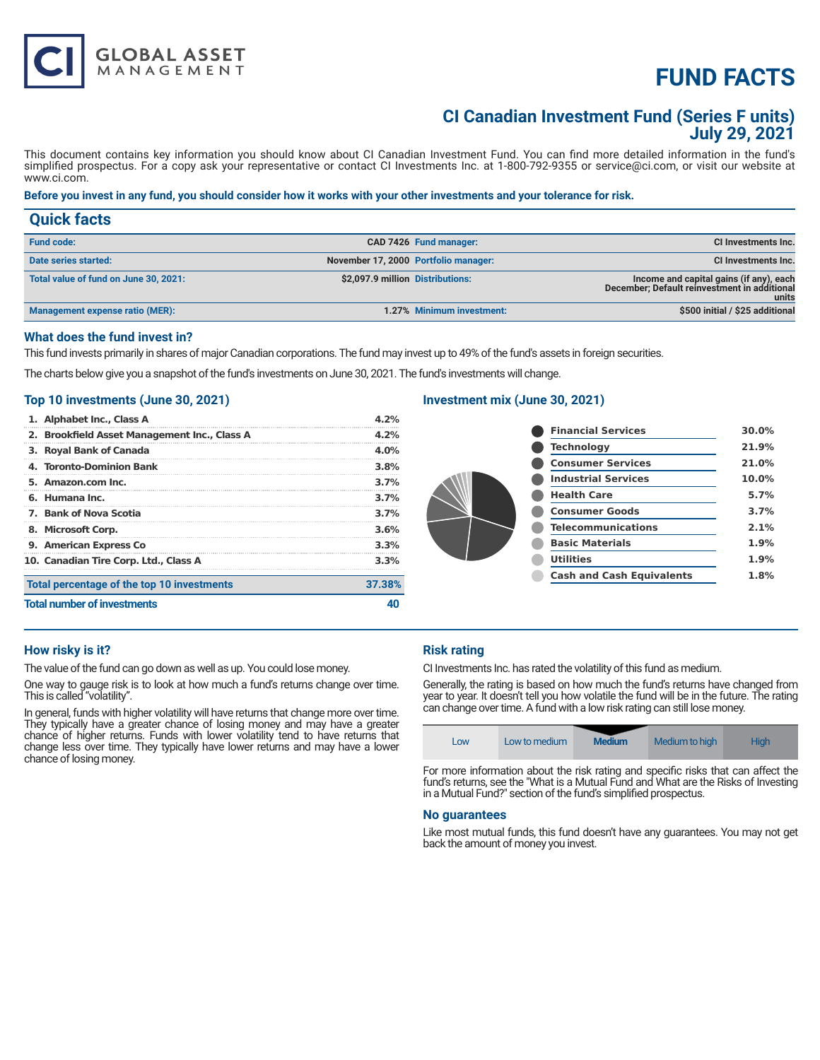CI GLOBAL ASSET MANAGEMENT

# FUND FACTS

## CI Canadian Investment Fund (Series F units)
## July 29, 2021

This document contains key information you should know about CI Canadian Investment Fund. You can find more detailed information in the fund's simplified prospectus. For a copy ask your representative or contact CI Investments Inc. at 1-800-792-9355 or service@ci.com, or visit our website at www.ci.com.

**Before you invest in any fund, you should consider how it works with your other investments and your tolerance for risk.**

## Quick facts

| | | | |
|---|---|---|---|
| **Fund code:** | CAD 7426 | **Fund manager:** | CI Investments Inc. |
| **Date series started:** | November 17, 2000 | **Portfolio manager:** | CI Investments Inc. |
| **Total value of fund on June 30, 2021:** | $2,097.9 million | **Distributions:** | Income and capital gains (if any), each December; Default reinvestment in additional units |
| **Management expense ratio (MER):** | 1.27% | **Minimum investment:** | $500 initial / $25 additional |

### What does the fund invest in?

This fund invests primarily in shares of major Canadian corporations. The fund may invest up to 49% of the fund's assets in foreign securities.

The charts below give you a snapshot of the fund's investments on June 30, 2021. The fund's investments will change.

### Top 10 investments (June 30, 2021)

| | |
|---|---|
| 1. Alphabet Inc., Class A | 4.2% |
| 2. Brookfield Asset Management Inc., Class A | 4.2% |
| 3. Royal Bank of Canada | 4.0% |
| 4. Toronto-Dominion Bank | 3.8% |
| 5. Amazon.com Inc. | 3.7% |
| 6. Humana Inc. | 3.7% |
| 7. Bank of Nova Scotia | 3.7% |
| 8. Microsoft Corp. | 3.6% |
| 9. American Express Co | 3.3% |
| 10. Canadian Tire Corp. Ltd., Class A | 3.3% |
| **Total percentage of the top 10 investments** | **37.38%** |
| **Total number of investments** | **40** |

### Investment mix (June 30, 2021)

| | |
|---|---|
| Financial Services | 30.0% |
| Technology | 21.9% |
| Consumer Services | 21.0% |
| Industrial Services | 10.0% |
| Health Care | 5.7% |
| Consumer Goods | 3.7% |
| Telecommunications | 2.1% |
| Basic Materials | 1.9% |
| Utilities | 1.9% |
| Cash and Cash Equivalents | 1.8% |

### How risky is it?

The value of the fund can go down as well as up. You could lose money.

One way to gauge risk is to look at how much a fund's returns change over time. This is called "volatility".

In general, funds with higher volatility will have returns that change more over time. They typically have a greater chance of losing money and may have a greater chance of higher returns. Funds with lower volatility tend to have returns that change less over time. They typically have lower returns and may have a lower chance of losing money.

### Risk rating

CI Investments Inc. has rated the volatility of this fund as medium.

Generally, the rating is based on how much the fund's returns have changed from year to year. It doesn't tell you how volatile the fund will be in the future. The rating can change over time. A fund with a low risk rating can still lose money.

| Low | Low to medium | **Medium** | Medium to high | High |
|---|---|---|---|---|

For more information about the risk rating and specific risks that can affect the fund's returns, see the "What is a Mutual Fund and What are the Risks of Investing in a Mutual Fund?" section of the fund's simplified prospectus.

### No guarantees

Like most mutual funds, this fund doesn't have any guarantees. You may not get back the amount of money you invest.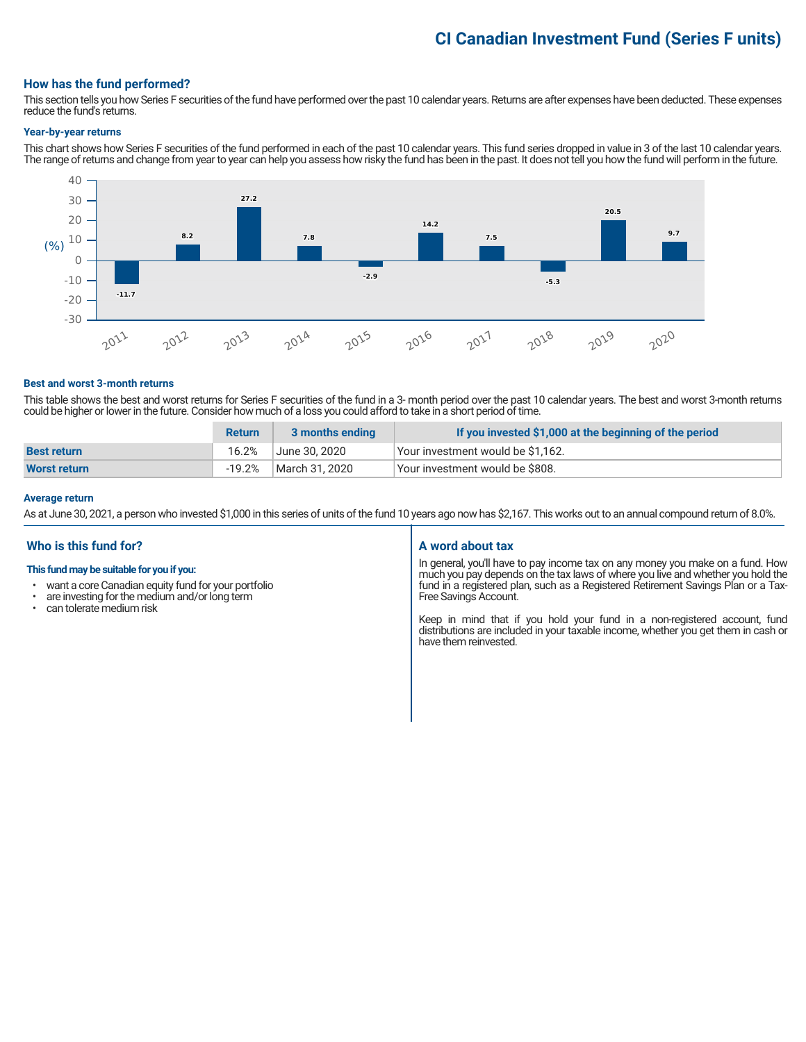# CI Canadian Investment Fund (Series F units)

## How has the fund performed?

This section tells you how Series F securities of the fund have performed over the past 10 calendar years. Returns are after expenses have been deducted. These expenses reduce the fund's returns.

### Year-by-year returns

This chart shows how Series F securities of the fund performed in each of the past 10 calendar years. This fund series dropped in value in 3 of the last 10 calendar years. The range of returns and change from year to year can help you assess how risky the fund has been in the past. It does not tell you how the fund will perform in the future.

| Year | Return (%) |
|---|---|
| 2011 | -11.7 |
| 2012 | 8.2 |
| 2013 | 27.2 |
| 2014 | 7.8 |
| 2015 | -2.9 |
| 2016 | 14.2 |
| 2017 | 7.5 |
| 2018 | -5.3 |
| 2019 | 20.5 |
| 2020 | 9.7 |

### Best and worst 3-month returns

This table shows the best and worst returns for Series F securities of the fund in a 3- month period over the past 10 calendar years. The best and worst 3-month returns could be higher or lower in the future. Consider how much of a loss you could afford to take in a short period of time.

| | Return | 3 months ending | If you invested $1,000 at the beginning of the period |
|---|---|---|---|
| **Best return** | 16.2% | June 30, 2020 | Your investment would be $1,162. |
| **Worst return** | -19.2% | March 31, 2020 | Your investment would be $808. |

### Average return

As at June 30, 2021, a person who invested $1,000 in this series of units of the fund 10 years ago now has $2,167. This works out to an annual compound return of 8.0%.

## Who is this fund for?

**This fund may be suitable for you if you:**

- want a core Canadian equity fund for your portfolio
- are investing for the medium and/or long term
- can tolerate medium risk

## A word about tax

In general, you'll have to pay income tax on any money you make on a fund. How much you pay depends on the tax laws of where you live and whether you hold the fund in a registered plan, such as a Registered Retirement Savings Plan or a Tax-Free Savings Account.

Keep in mind that if you hold your fund in a non-registered account, fund distributions are included in your taxable income, whether you get them in cash or have them reinvested.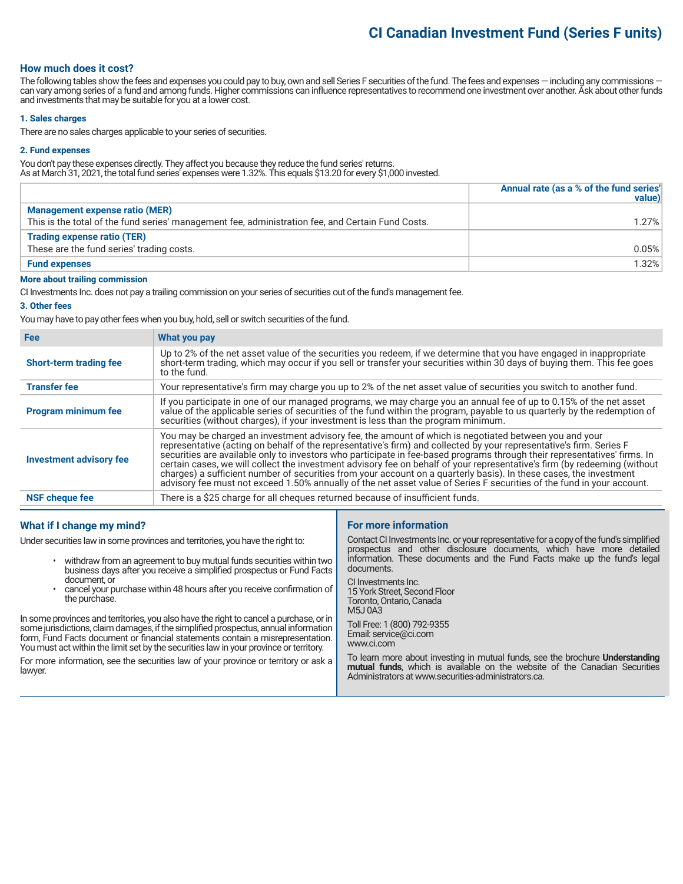# CI Canadian Investment Fund (Series F units)

## How much does it cost?

The following tables show the fees and expenses you could pay to buy, own and sell Series F securities of the fund. The fees and expenses — including any commissions — can vary among series of a fund and among funds. Higher commissions can influence representatives to recommend one investment over another. Ask about other funds and investments that may be suitable for you at a lower cost.

### 1. Sales charges

There are no sales charges applicable to your series of securities.

### 2. Fund expenses

You don't pay these expenses directly. They affect you because they reduce the fund series' returns.
As at March 31, 2021, the total fund series' expenses were 1.32%. This equals $13.20 for every $1,000 invested.

| | Annual rate (as a % of the fund series' value) |
|---|---|
| **Management expense ratio (MER)**<br>This is the total of the fund series' management fee, administration fee, and Certain Fund Costs. | 1.27% |
| **Trading expense ratio (TER)**<br>These are the fund series' trading costs. | 0.05% |
| **Fund expenses** | 1.32% |

#### More about trailing commission

CI Investments Inc. does not pay a trailing commission on your series of securities out of the fund's management fee.

### 3. Other fees

You may have to pay other fees when you buy, hold, sell or switch securities of the fund.

| Fee | What you pay |
|---|---|
| **Short-term trading fee** | Up to 2% of the net asset value of the securities you redeem, if we determine that you have engaged in inappropriate short-term trading, which may occur if you sell or transfer your securities within 30 days of buying them. This fee goes to the fund. |
| **Transfer fee** | Your representative's firm may charge you up to 2% of the net asset value of securities you switch to another fund. |
| **Program minimum fee** | If you participate in one of our managed programs, we may charge you an annual fee of up to 0.15% of the net asset value of the applicable series of securities of the fund within the program, payable to us quarterly by the redemption of securities (without charges), if your investment is less than the program minimum. |
| **Investment advisory fee** | You may be charged an investment advisory fee, the amount of which is negotiated between you and your representative (acting on behalf of the representative's firm) and collected by your representative's firm. Series F securities are available only to investors who participate in fee-based programs through their representatives' firms. In certain cases, we will collect the investment advisory fee on behalf of your representative's firm (by redeeming (without charges) a sufficient number of securities from your account on a quarterly basis). In these cases, the investment advisory fee must not exceed 1.50% annually of the net asset value of Series F securities of the fund in your account. |
| **NSF cheque fee** | There is a $25 charge for all cheques returned because of insufficient funds. |

## What if I change my mind?

Under securities law in some provinces and territories, you have the right to:

- withdraw from an agreement to buy mutual funds securities within two business days after you receive a simplified prospectus or Fund Facts document, or
- cancel your purchase within 48 hours after you receive confirmation of the purchase.

In some provinces and territories, you also have the right to cancel a purchase, or in some jurisdictions, claim damages, if the simplified prospectus, annual information form, Fund Facts document or financial statements contain a misrepresentation. You must act within the limit set by the securities law in your province or territory.

For more information, see the securities law of your province or territory or ask a lawyer.

## For more information

Contact CI Investments Inc. or your representative for a copy of the fund's simplified prospectus and other disclosure documents, which have more detailed information. These documents and the Fund Facts make up the fund's legal documents.

CI Investments Inc.
15 York Street, Second Floor
Toronto, Ontario, Canada
M5J 0A3

Toll Free: 1 (800) 792-9355
Email: service@ci.com
www.ci.com

To learn more about investing in mutual funds, see the brochure **Understanding mutual funds**, which is available on the website of the Canadian Securities Administrators at www.securities-administrators.ca.